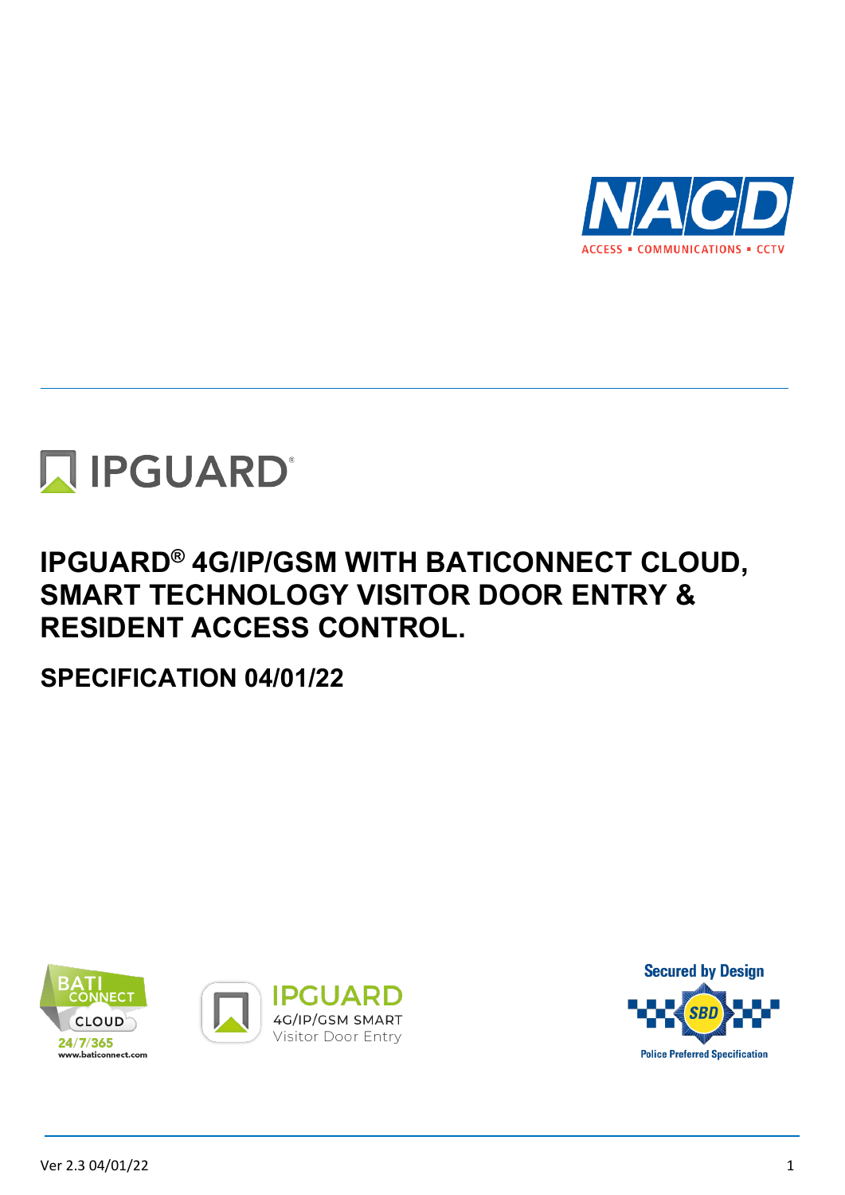NACD

ACCESS ▪ COMMUNICATIONS ▪ CCTV

IPGUARD®

# IPGUARD® 4G/IP/GSM WITH BATICONNECT CLOUD, SMART TECHNOLOGY VISITOR DOOR ENTRY & RESIDENT ACCESS CONTROL.

## SPECIFICATION 04/01/22

BATI CONNECT CLOUD 24/7/365 www.baticonnect.com

IPGUARD 4G/IP/GSM SMART Visitor Door Entry

Secured by Design SBD Police Preferred Specification

Ver 2.3 04/01/22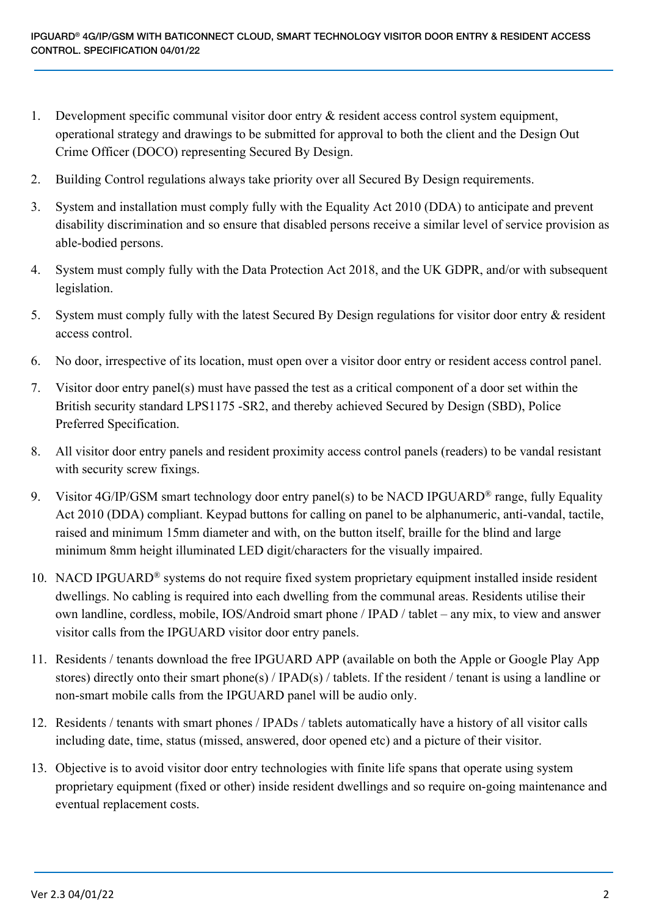1. Development specific communal visitor door entry & resident access control system equipment, operational strategy and drawings to be submitted for approval to both the client and the Design Out Crime Officer (DOCO) representing Secured By Design.
2. Building Control regulations always take priority over all Secured By Design requirements.
3. System and installation must comply fully with the Equality Act 2010 (DDA) to anticipate and prevent disability discrimination and so ensure that disabled persons receive a similar level of service provision as able-bodied persons.
4. System must comply fully with the Data Protection Act 2018, and the UK GDPR, and/or with subsequent legislation.
5. System must comply fully with the latest Secured By Design regulations for visitor door entry & resident access control.
6. No door, irrespective of its location, must open over a visitor door entry or resident access control panel.
7. Visitor door entry panel(s) must have passed the test as a critical component of a door set within the British security standard LPS1175 -SR2, and thereby achieved Secured by Design (SBD), Police Preferred Specification.
8. All visitor door entry panels and resident proximity access control panels (readers) to be vandal resistant with security screw fixings.
9. Visitor 4G/IP/GSM smart technology door entry panel(s) to be NACD IPGUARD® range, fully Equality Act 2010 (DDA) compliant. Keypad buttons for calling on panel to be alphanumeric, anti-vandal, tactile, raised and minimum 15mm diameter and with, on the button itself, braille for the blind and large minimum 8mm height illuminated LED digit/characters for the visually impaired.
10. NACD IPGUARD® systems do not require fixed system proprietary equipment installed inside resident dwellings. No cabling is required into each dwelling from the communal areas. Residents utilise their own landline, cordless, mobile, IOS/Android smart phone / IPAD / tablet – any mix, to view and answer visitor calls from the IPGUARD visitor door entry panels.
11. Residents / tenants download the free IPGUARD APP (available on both the Apple or Google Play App stores) directly onto their smart phone(s) / IPAD(s) / tablets. If the resident / tenant is using a landline or non-smart mobile calls from the IPGUARD panel will be audio only.
12. Residents / tenants with smart phones / IPADs / tablets automatically have a history of all visitor calls including date, time, status (missed, answered, door opened etc) and a picture of their visitor.
13. Objective is to avoid visitor door entry technologies with finite life spans that operate using system proprietary equipment (fixed or other) inside resident dwellings and so require on-going maintenance and eventual replacement costs.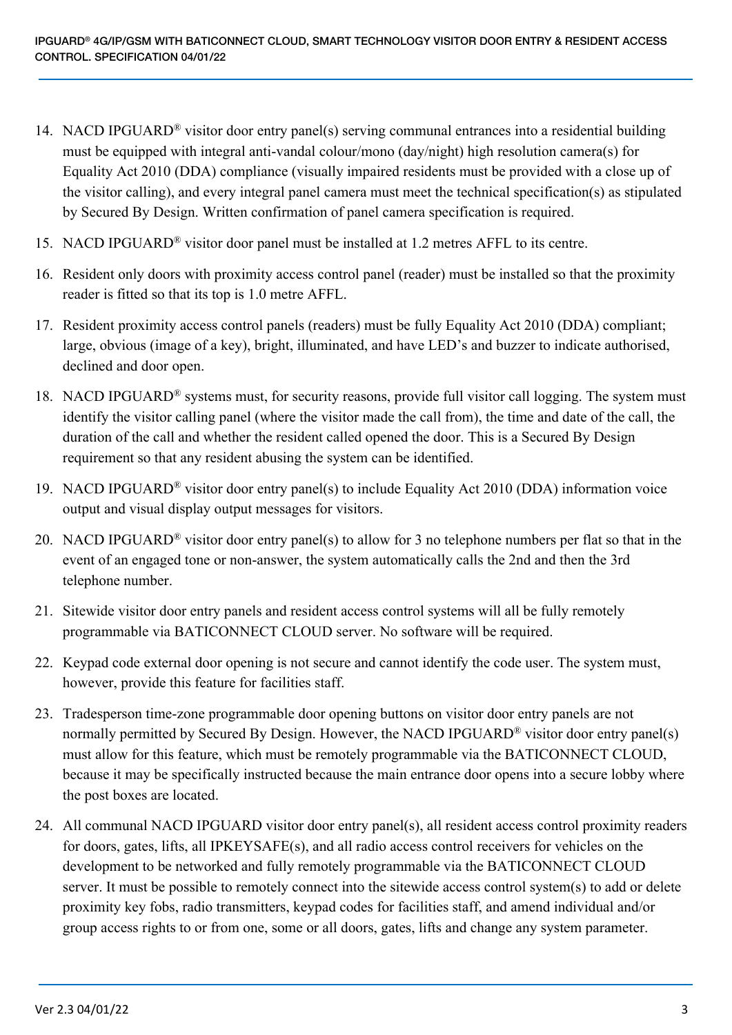14. NACD IPGUARD® visitor door entry panel(s) serving communal entrances into a residential building must be equipped with integral anti-vandal colour/mono (day/night) high resolution camera(s) for Equality Act 2010 (DDA) compliance (visually impaired residents must be provided with a close up of the visitor calling), and every integral panel camera must meet the technical specification(s) as stipulated by Secured By Design. Written confirmation of panel camera specification is required.
15. NACD IPGUARD® visitor door panel must be installed at 1.2 metres AFFL to its centre.
16. Resident only doors with proximity access control panel (reader) must be installed so that the proximity reader is fitted so that its top is 1.0 metre AFFL.
17. Resident proximity access control panels (readers) must be fully Equality Act 2010 (DDA) compliant; large, obvious (image of a key), bright, illuminated, and have LED's and buzzer to indicate authorised, declined and door open.
18. NACD IPGUARD® systems must, for security reasons, provide full visitor call logging. The system must identify the visitor calling panel (where the visitor made the call from), the time and date of the call, the duration of the call and whether the resident called opened the door. This is a Secured By Design requirement so that any resident abusing the system can be identified.
19. NACD IPGUARD® visitor door entry panel(s) to include Equality Act 2010 (DDA) information voice output and visual display output messages for visitors.
20. NACD IPGUARD® visitor door entry panel(s) to allow for 3 no telephone numbers per flat so that in the event of an engaged tone or non-answer, the system automatically calls the 2nd and then the 3rd telephone number.
21. Sitewide visitor door entry panels and resident access control systems will all be fully remotely programmable via BATICONNECT CLOUD server. No software will be required.
22. Keypad code external door opening is not secure and cannot identify the code user. The system must, however, provide this feature for facilities staff.
23. Tradesperson time-zone programmable door opening buttons on visitor door entry panels are not normally permitted by Secured By Design. However, the NACD IPGUARD® visitor door entry panel(s) must allow for this feature, which must be remotely programmable via the BATICONNECT CLOUD, because it may be specifically instructed because the main entrance door opens into a secure lobby where the post boxes are located.
24. All communal NACD IPGUARD visitor door entry panel(s), all resident access control proximity readers for doors, gates, lifts, all IPKEYSAFE(s), and all radio access control receivers for vehicles on the development to be networked and fully remotely programmable via the BATICONNECT CLOUD server. It must be possible to remotely connect into the sitewide access control system(s) to add or delete proximity key fobs, radio transmitters, keypad codes for facilities staff, and amend individual and/or group access rights to or from one, some or all doors, gates, lifts and change any system parameter.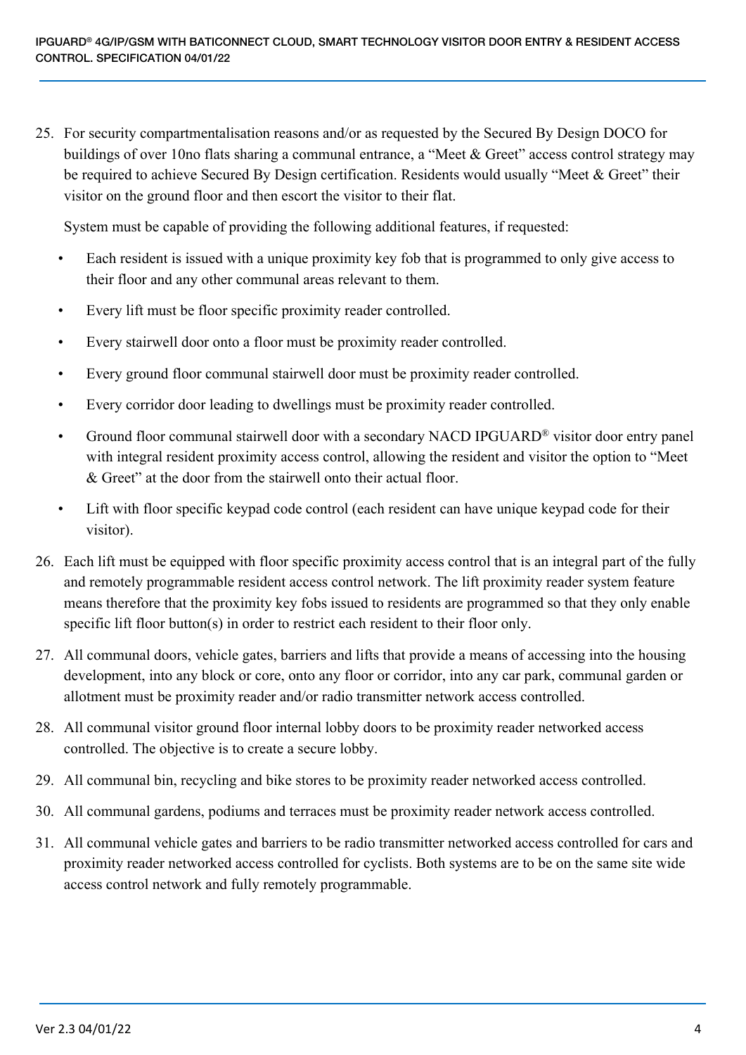25. For security compartmentalisation reasons and/or as requested by the Secured By Design DOCO for buildings of over 10no flats sharing a communal entrance, a "Meet & Greet" access control strategy may be required to achieve Secured By Design certification. Residents would usually "Meet & Greet" their visitor on the ground floor and then escort the visitor to their flat.

    System must be capable of providing the following additional features, if requested:

    - Each resident is issued with a unique proximity key fob that is programmed to only give access to their floor and any other communal areas relevant to them.
    - Every lift must be floor specific proximity reader controlled.
    - Every stairwell door onto a floor must be proximity reader controlled.
    - Every ground floor communal stairwell door must be proximity reader controlled.
    - Every corridor door leading to dwellings must be proximity reader controlled.
    - Ground floor communal stairwell door with a secondary NACD IPGUARD® visitor door entry panel with integral resident proximity access control, allowing the resident and visitor the option to "Meet & Greet" at the door from the stairwell onto their actual floor.
    - Lift with floor specific keypad code control (each resident can have unique keypad code for their visitor).

26. Each lift must be equipped with floor specific proximity access control that is an integral part of the fully and remotely programmable resident access control network. The lift proximity reader system feature means therefore that the proximity key fobs issued to residents are programmed so that they only enable specific lift floor button(s) in order to restrict each resident to their floor only.

27. All communal doors, vehicle gates, barriers and lifts that provide a means of accessing into the housing development, into any block or core, onto any floor or corridor, into any car park, communal garden or allotment must be proximity reader and/or radio transmitter network access controlled.

28. All communal visitor ground floor internal lobby doors to be proximity reader networked access controlled. The objective is to create a secure lobby.

29. All communal bin, recycling and bike stores to be proximity reader networked access controlled.

30. All communal gardens, podiums and terraces must be proximity reader network access controlled.

31. All communal vehicle gates and barriers to be radio transmitter networked access controlled for cars and proximity reader networked access controlled for cyclists. Both systems are to be on the same site wide access control network and fully remotely programmable.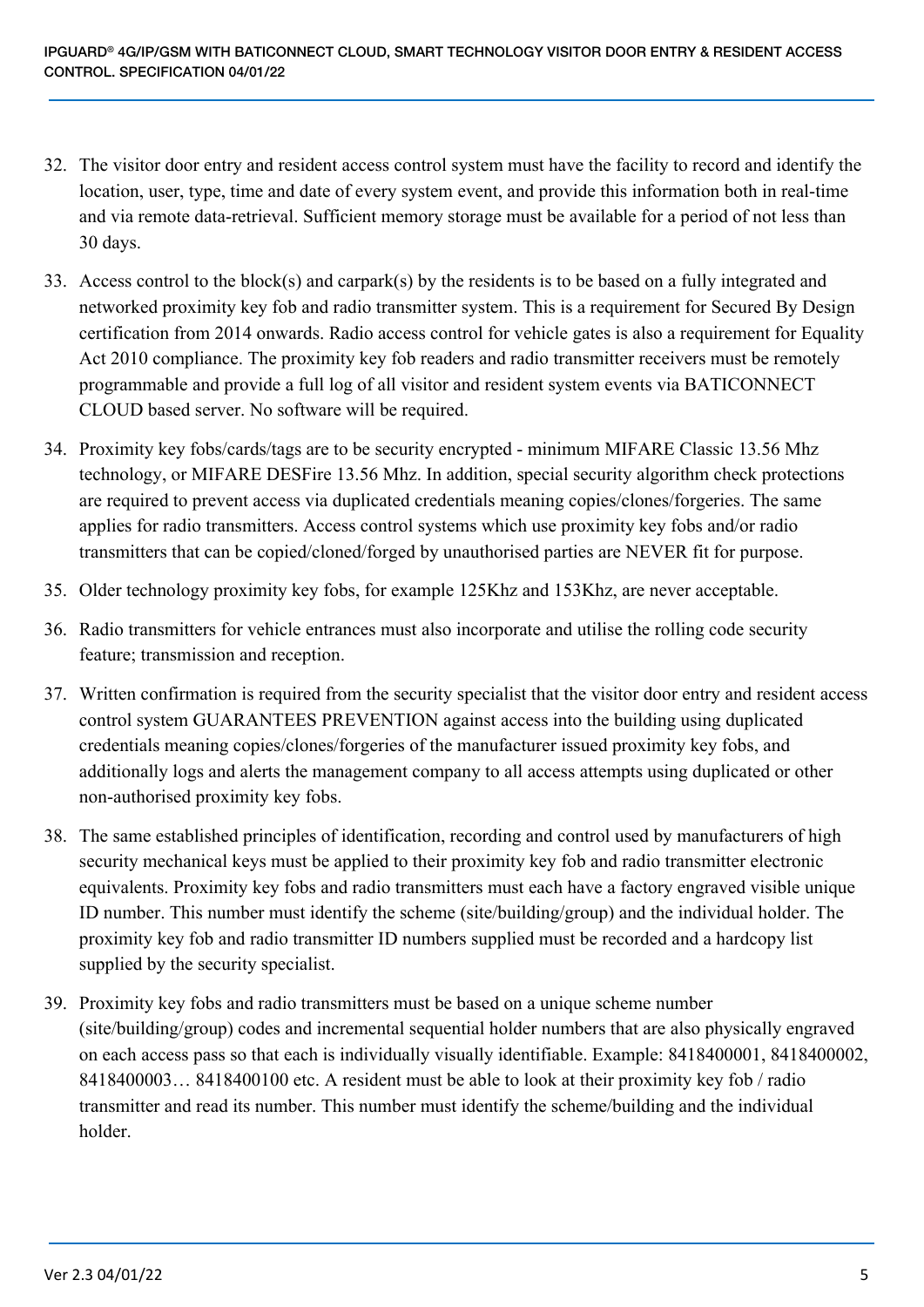32. The visitor door entry and resident access control system must have the facility to record and identify the location, user, type, time and date of every system event, and provide this information both in real-time and via remote data-retrieval. Sufficient memory storage must be available for a period of not less than 30 days.

33. Access control to the block(s) and carpark(s) by the residents is to be based on a fully integrated and networked proximity key fob and radio transmitter system. This is a requirement for Secured By Design certification from 2014 onwards. Radio access control for vehicle gates is also a requirement for Equality Act 2010 compliance. The proximity key fob readers and radio transmitter receivers must be remotely programmable and provide a full log of all visitor and resident system events via BATICONNECT CLOUD based server. No software will be required.

34. Proximity key fobs/cards/tags are to be security encrypted - minimum MIFARE Classic 13.56 Mhz technology, or MIFARE DESFire 13.56 Mhz. In addition, special security algorithm check protections are required to prevent access via duplicated credentials meaning copies/clones/forgeries. The same applies for radio transmitters. Access control systems which use proximity key fobs and/or radio transmitters that can be copied/cloned/forged by unauthorised parties are NEVER fit for purpose.

35. Older technology proximity key fobs, for example 125Khz and 153Khz, are never acceptable.

36. Radio transmitters for vehicle entrances must also incorporate and utilise the rolling code security feature; transmission and reception.

37. Written confirmation is required from the security specialist that the visitor door entry and resident access control system GUARANTEES PREVENTION against access into the building using duplicated credentials meaning copies/clones/forgeries of the manufacturer issued proximity key fobs, and additionally logs and alerts the management company to all access attempts using duplicated or other non-authorised proximity key fobs.

38. The same established principles of identification, recording and control used by manufacturers of high security mechanical keys must be applied to their proximity key fob and radio transmitter electronic equivalents. Proximity key fobs and radio transmitters must each have a factory engraved visible unique ID number. This number must identify the scheme (site/building/group) and the individual holder. The proximity key fob and radio transmitter ID numbers supplied must be recorded and a hardcopy list supplied by the security specialist.

39. Proximity key fobs and radio transmitters must be based on a unique scheme number (site/building/group) codes and incremental sequential holder numbers that are also physically engraved on each access pass so that each is individually visually identifiable. Example: 8418400001, 8418400002, 8418400003… 8418400100 etc. A resident must be able to look at their proximity key fob / radio transmitter and read its number. This number must identify the scheme/building and the individual holder.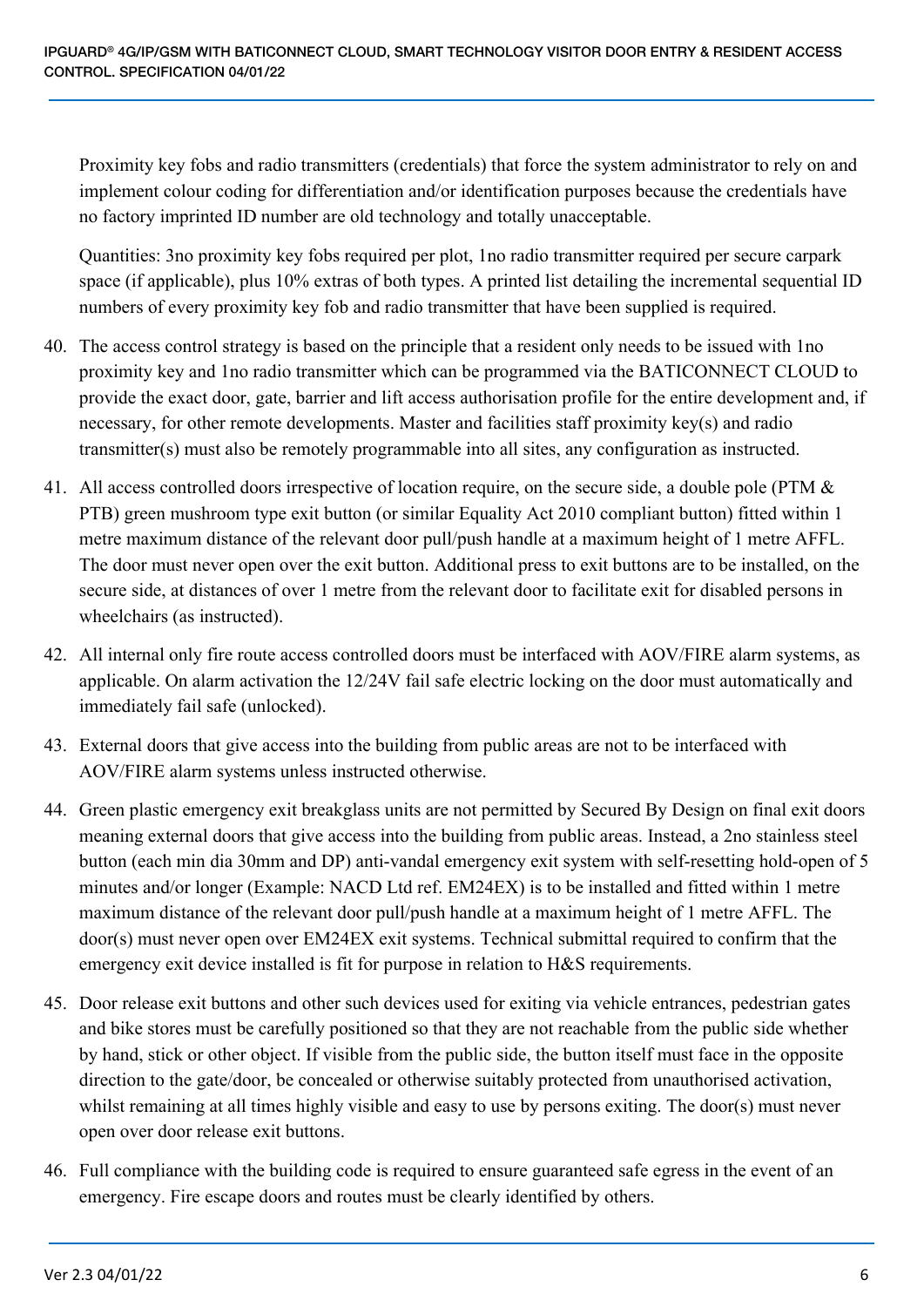Proximity key fobs and radio transmitters (credentials) that force the system administrator to rely on and implement colour coding for differentiation and/or identification purposes because the credentials have no factory imprinted ID number are old technology and totally unacceptable.

Quantities: 3no proximity key fobs required per plot, 1no radio transmitter required per secure carpark space (if applicable), plus 10% extras of both types. A printed list detailing the incremental sequential ID numbers of every proximity key fob and radio transmitter that have been supplied is required.

40. The access control strategy is based on the principle that a resident only needs to be issued with 1no proximity key and 1no radio transmitter which can be programmed via the BATICONNECT CLOUD to provide the exact door, gate, barrier and lift access authorisation profile for the entire development and, if necessary, for other remote developments. Master and facilities staff proximity key(s) and radio transmitter(s) must also be remotely programmable into all sites, any configuration as instructed.

41. All access controlled doors irrespective of location require, on the secure side, a double pole (PTM & PTB) green mushroom type exit button (or similar Equality Act 2010 compliant button) fitted within 1 metre maximum distance of the relevant door pull/push handle at a maximum height of 1 metre AFFL. The door must never open over the exit button. Additional press to exit buttons are to be installed, on the secure side, at distances of over 1 metre from the relevant door to facilitate exit for disabled persons in wheelchairs (as instructed).

42. All internal only fire route access controlled doors must be interfaced with AOV/FIRE alarm systems, as applicable. On alarm activation the 12/24V fail safe electric locking on the door must automatically and immediately fail safe (unlocked).

43. External doors that give access into the building from public areas are not to be interfaced with AOV/FIRE alarm systems unless instructed otherwise.

44. Green plastic emergency exit breakglass units are not permitted by Secured By Design on final exit doors meaning external doors that give access into the building from public areas. Instead, a 2no stainless steel button (each min dia 30mm and DP) anti-vandal emergency exit system with self-resetting hold-open of 5 minutes and/or longer (Example: NACD Ltd ref. EM24EX) is to be installed and fitted within 1 metre maximum distance of the relevant door pull/push handle at a maximum height of 1 metre AFFL. The door(s) must never open over EM24EX exit systems. Technical submittal required to confirm that the emergency exit device installed is fit for purpose in relation to H&S requirements.

45. Door release exit buttons and other such devices used for exiting via vehicle entrances, pedestrian gates and bike stores must be carefully positioned so that they are not reachable from the public side whether by hand, stick or other object. If visible from the public side, the button itself must face in the opposite direction to the gate/door, be concealed or otherwise suitably protected from unauthorised activation, whilst remaining at all times highly visible and easy to use by persons exiting. The door(s) must never open over door release exit buttons.

46. Full compliance with the building code is required to ensure guaranteed safe egress in the event of an emergency. Fire escape doors and routes must be clearly identified by others.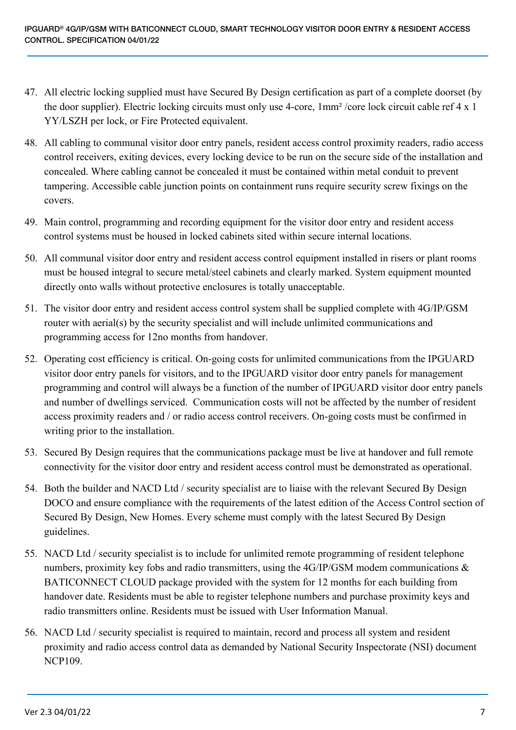47. All electric locking supplied must have Secured By Design certification as part of a complete doorset (by the door supplier). Electric locking circuits must only use 4-core, 1mm$^2$ /core lock circuit cable ref 4 x 1 YY/LSZH per lock, or Fire Protected equivalent.
48. All cabling to communal visitor door entry panels, resident access control proximity readers, radio access control receivers, exiting devices, every locking device to be run on the secure side of the installation and concealed. Where cabling cannot be concealed it must be contained within metal conduit to prevent tampering. Accessible cable junction points on containment runs require security screw fixings on the covers.
49. Main control, programming and recording equipment for the visitor door entry and resident access control systems must be housed in locked cabinets sited within secure internal locations.
50. All communal visitor door entry and resident access control equipment installed in risers or plant rooms must be housed integral to secure metal/steel cabinets and clearly marked. System equipment mounted directly onto walls without protective enclosures is totally unacceptable.
51. The visitor door entry and resident access control system shall be supplied complete with 4G/IP/GSM router with aerial(s) by the security specialist and will include unlimited communications and programming access for 12no months from handover.
52. Operating cost efficiency is critical. On-going costs for unlimited communications from the IPGUARD visitor door entry panels for visitors, and to the IPGUARD visitor door entry panels for management programming and control will always be a function of the number of IPGUARD visitor door entry panels and number of dwellings serviced. Communication costs will not be affected by the number of resident access proximity readers and / or radio access control receivers. On-going costs must be confirmed in writing prior to the installation.
53. Secured By Design requires that the communications package must be live at handover and full remote connectivity for the visitor door entry and resident access control must be demonstrated as operational.
54. Both the builder and NACD Ltd / security specialist are to liaise with the relevant Secured By Design DOCO and ensure compliance with the requirements of the latest edition of the Access Control section of Secured By Design, New Homes. Every scheme must comply with the latest Secured By Design guidelines.
55. NACD Ltd / security specialist is to include for unlimited remote programming of resident telephone numbers, proximity key fobs and radio transmitters, using the 4G/IP/GSM modem communications & BATICONNECT CLOUD package provided with the system for 12 months for each building from handover date. Residents must be able to register telephone numbers and purchase proximity keys and radio transmitters online. Residents must be issued with User Information Manual.
56. NACD Ltd / security specialist is required to maintain, record and process all system and resident proximity and radio access control data as demanded by National Security Inspectorate (NSI) document NCP109.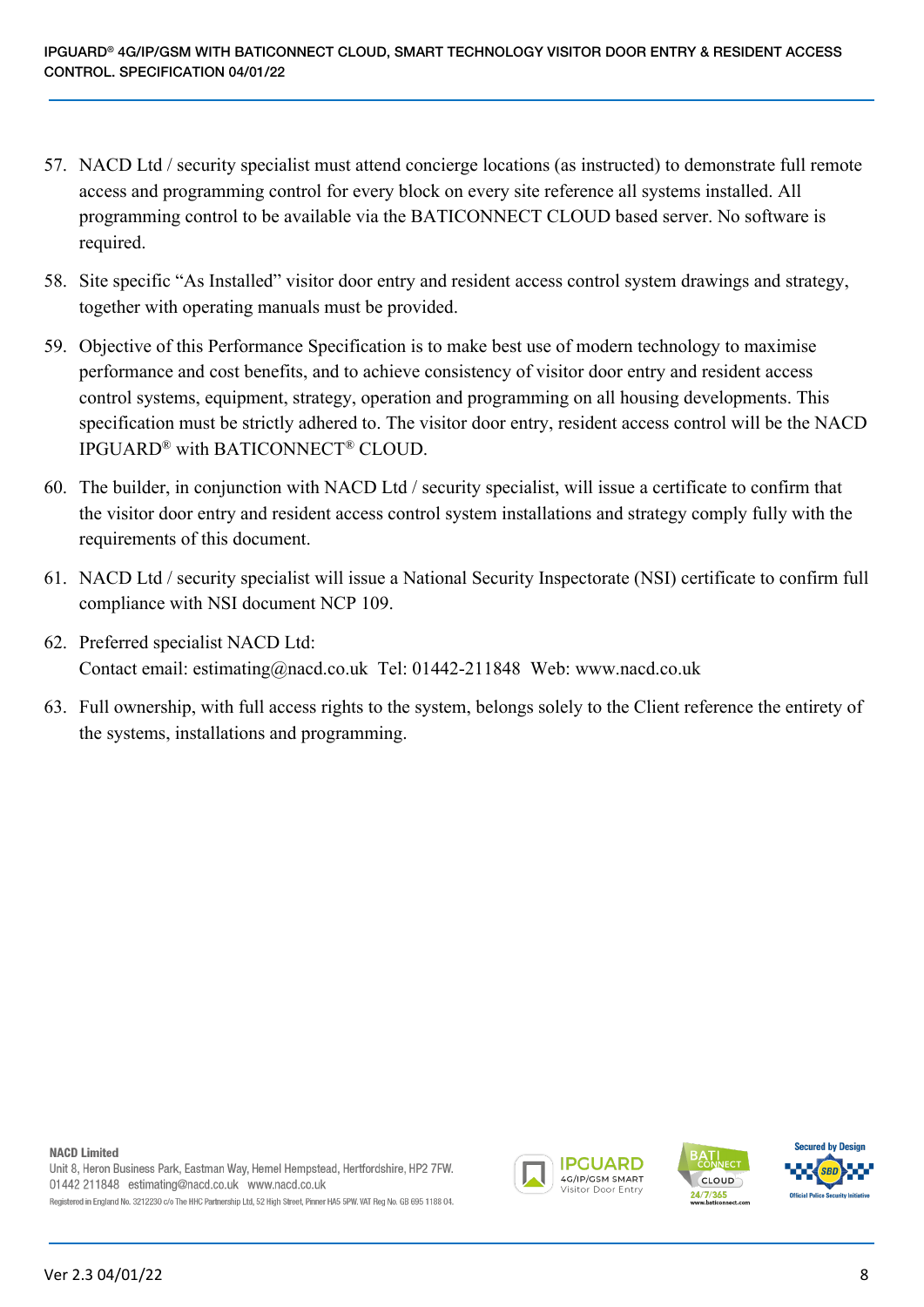57. NACD Ltd / security specialist must attend concierge locations (as instructed) to demonstrate full remote access and programming control for every block on every site reference all systems installed. All programming control to be available via the BATICONNECT CLOUD based server. No software is required.

58. Site specific "As Installed" visitor door entry and resident access control system drawings and strategy, together with operating manuals must be provided.

59. Objective of this Performance Specification is to make best use of modern technology to maximise performance and cost benefits, and to achieve consistency of visitor door entry and resident access control systems, equipment, strategy, operation and programming on all housing developments. This specification must be strictly adhered to. The visitor door entry, resident access control will be the NACD IPGUARD® with BATICONNECT® CLOUD.

60. The builder, in conjunction with NACD Ltd / security specialist, will issue a certificate to confirm that the visitor door entry and resident access control system installations and strategy comply fully with the requirements of this document.

61. NACD Ltd / security specialist will issue a National Security Inspectorate (NSI) certificate to confirm full compliance with NSI document NCP 109.

62. Preferred specialist NACD Ltd:
    Contact email: estimating@nacd.co.uk Tel: 01442-211848 Web: www.nacd.co.uk

63. Full ownership, with full access rights to the system, belongs solely to the Client reference the entirety of the systems, installations and programming.